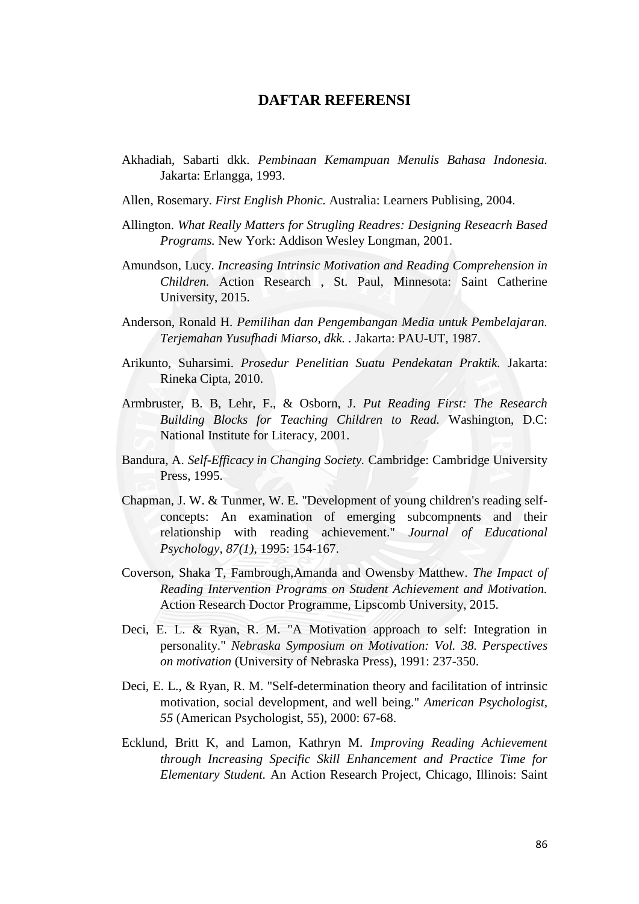# DAFTAR REFERENSI

Akhadiah, Sabarti dkk. *Pembinaan Kemampuan Menulis Bahasa Indonesia.* Jakarta: Erlangga, 1993.

Allen, Rosemary. *First English Phonic.* Australia: Learners Publising, 2004.

Allington. *What Really Matters for Strugling Readres: Designing Reseacrh Based Programs.* New York: Addison Wesley Longman, 2001.

Amundson, Lucy. *Increasing Intrinsic Motivation and Reading Comprehension in Children.* Action Research , St. Paul, Minnesota: Saint Catherine University, 2015.

Anderson, Ronald H. *Pemilihan dan Pengembangan Media untuk Pembelajaran. Terjemahan Yusufhadi Miarso, dkk.* . Jakarta: PAU-UT, 1987.

Arikunto, Suharsimi. *Prosedur Penelitian Suatu Pendekatan Praktik.* Jakarta: Rineka Cipta, 2010.

Armbruster, B. B, Lehr, F., & Osborn, J. *Put Reading First: The Research Building Blocks for Teaching Children to Read.* Washington, D.C: National Institute for Literacy, 2001.

Bandura, A. *Self-Efficacy in Changing Society.* Cambridge: Cambridge University Press, 1995.

Chapman, J. W. & Tunmer, W. E. "Development of young children's reading self-concepts: An examination of emerging subcompnents and their relationship with reading achievement." *Journal of Educational Psychology, 87(1)*, 1995: 154-167.

Coverson, Shaka T, Fambrough,Amanda and Owensby Matthew. *The Impact of Reading Intervention Programs on Student Achievement and Motivation.* Action Research Doctor Programme, Lipscomb University, 2015.

Deci, E. L. & Ryan, R. M. "A Motivation approach to self: Integration in personality." *Nebraska Symposium on Motivation: Vol. 38. Perspectives on motivation* (University of Nebraska Press), 1991: 237-350.

Deci, E. L., & Ryan, R. M. "Self-determination theory and facilitation of intrinsic motivation, social development, and well being." *American Psychologist, 55* (American Psychologist, 55), 2000: 67-68.

Ecklund, Britt K, and Lamon, Kathryn M. *Improving Reading Achievement through Increasing Specific Skill Enhancement and Practice Time for Elementary Student.* An Action Research Project, Chicago, Illinois: Saint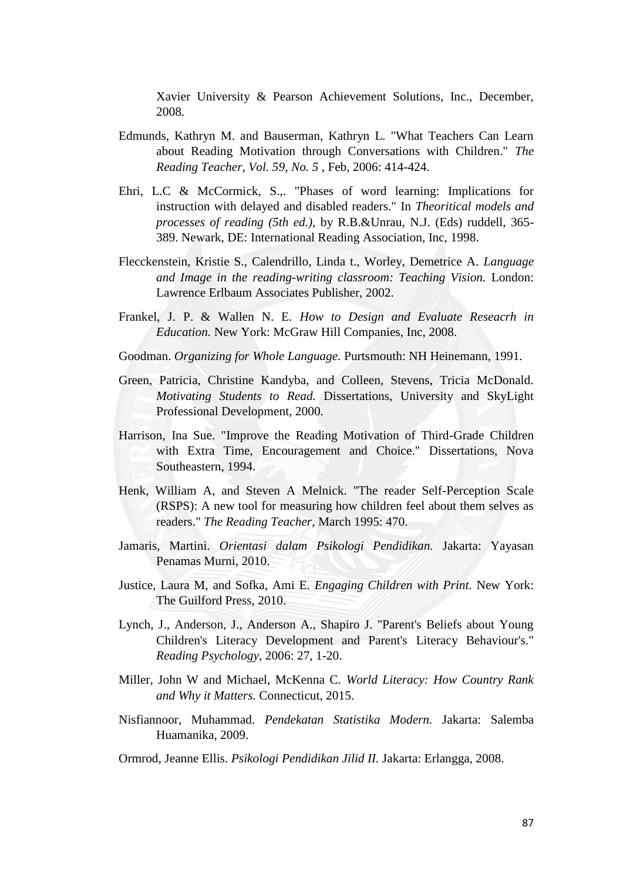Xavier University & Pearson Achievement Solutions, Inc., December, 2008.

Edmunds, Kathryn M. and Bauserman, Kathryn L. "What Teachers Can Learn about Reading Motivation through Conversations with Children." *The Reading Teacher, Vol. 59, No. 5* , Feb, 2006: 414-424.

Ehri, L.C & McCormick, S.,. "Phases of word learning: Implications for instruction with delayed and disabled readers." In *Theoritical models and processes of reading (5th ed.)*, by R.B.&Unrau, N.J. (Eds) ruddell, 365-389. Newark, DE: International Reading Association, Inc, 1998.

Flecckenstein, Kristie S., Calendrillo, Linda t., Worley, Demetrice A. *Language and Image in the reading-writing classroom: Teaching Vision.* London: Lawrence Erlbaum Associates Publisher, 2002.

Frankel, J. P. & Wallen N. E. *How to Design and Evaluate Reseacrh in Education.* New York: McGraw Hill Companies, Inc, 2008.

Goodman. *Organizing for Whole Language.* Purtsmouth: NH Heinemann, 1991.

Green, Patricia, Christine Kandyba, and Colleen, Stevens, Tricia McDonald. *Motivating Students to Read.* Dissertations, University and SkyLight Professional Development, 2000.

Harrison, Ina Sue. "Improve the Reading Motivation of Third-Grade Children with Extra Time, Encouragement and Choice." Dissertations, Nova Southeastern, 1994.

Henk, William A, and Steven A Melnick. "The reader Self-Perception Scale (RSPS): A new tool for measuring how children feel about them selves as readers." *The Reading Teacher*, March 1995: 470.

Jamaris, Martini. *Orientasi dalam Psikologi Pendidikan.* Jakarta: Yayasan Penamas Murni, 2010.

Justice, Laura M, and Sofka, Ami E. *Engaging Children with Print.* New York: The Guilford Press, 2010.

Lynch, J., Anderson, J., Anderson A., Shapiro J. "Parent's Beliefs about Young Children's Literacy Development and Parent's Literacy Behaviour's." *Reading Psychology*, 2006: 27, 1-20.

Miller, John W and Michael, McKenna C. *World Literacy: How Country Rank and Why it Matters.* Connecticut, 2015.

Nisfiannoor, Muhammad. *Pendekatan Statistika Modern.* Jakarta: Salemba Huamanika, 2009.

Ormrod, Jeanne Ellis. *Psikologi Pendidikan Jilid II.* Jakarta: Erlangga, 2008.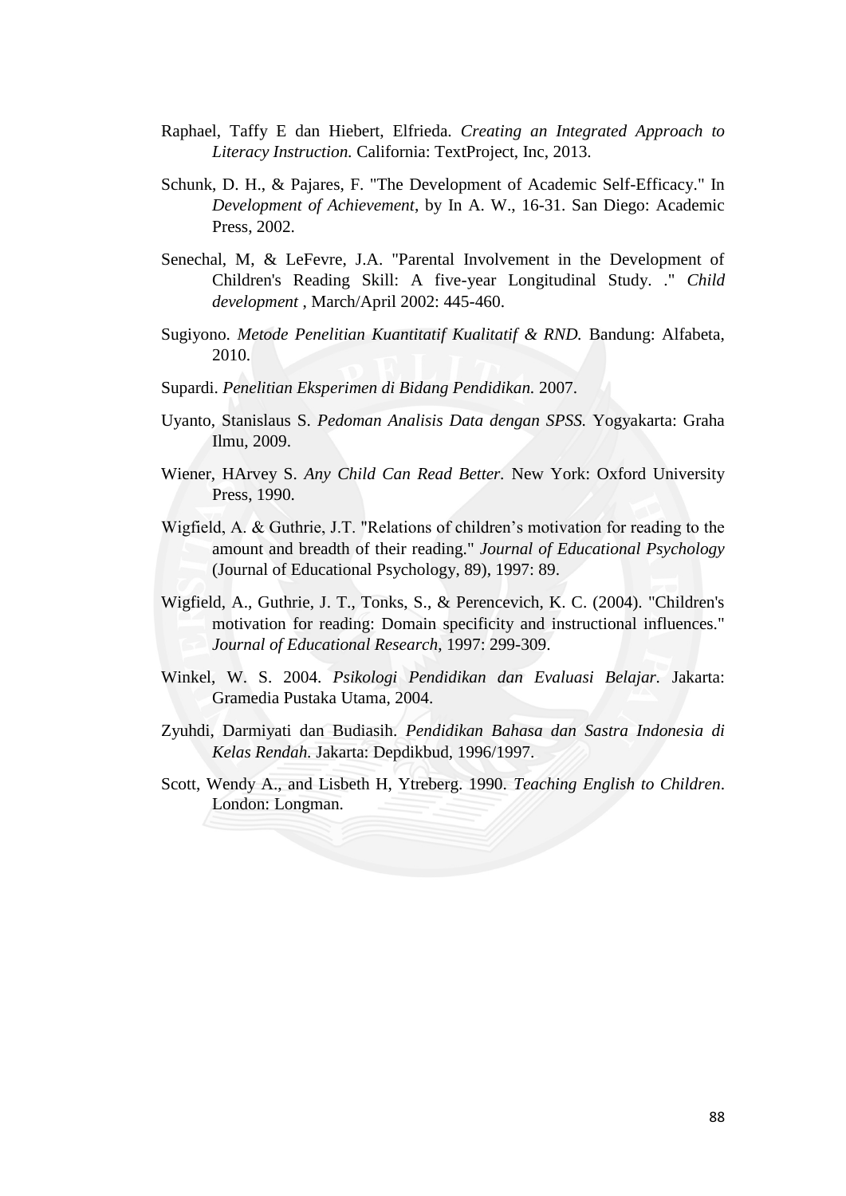Raphael, Taffy E dan Hiebert, Elfrieda. *Creating an Integrated Approach to Literacy Instruction.* California: TextProject, Inc, 2013.

Schunk, D. H., & Pajares, F. "The Development of Academic Self-Efficacy." In *Development of Achievement*, by In A. W., 16-31. San Diego: Academic Press, 2002.

Senechal, M, & LeFevre, J.A. "Parental Involvement in the Development of Children's Reading Skill: A five-year Longitudinal Study. ." *Child development* , March/April 2002: 445-460.

Sugiyono. *Metode Penelitian Kuantitatif Kualitatif & RND.* Bandung: Alfabeta, 2010.

Supardi. *Penelitian Eksperimen di Bidang Pendidikan.* 2007.

Uyanto, Stanislaus S. *Pedoman Analisis Data dengan SPSS.* Yogyakarta: Graha Ilmu, 2009.

Wiener, HArvey S. *Any Child Can Read Better.* New York: Oxford University Press, 1990.

Wigfield, A. & Guthrie, J.T. "Relations of children's motivation for reading to the amount and breadth of their reading." *Journal of Educational Psychology* (Journal of Educational Psychology, 89), 1997: 89.

Wigfield, A., Guthrie, J. T., Tonks, S., & Perencevich, K. C. (2004). "Children's motivation for reading: Domain specificity and instructional influences." *Journal of Educational Research*, 1997: 299-309.

Winkel, W. S. 2004. *Psikologi Pendidikan dan Evaluasi Belajar.* Jakarta: Gramedia Pustaka Utama, 2004.

Zyuhdi, Darmiyati dan Budiasih. *Pendidikan Bahasa dan Sastra Indonesia di Kelas Rendah.* Jakarta: Depdikbud, 1996/1997.

Scott, Wendy A., and Lisbeth H, Ytreberg. 1990. *Teaching English to Children*. London: Longman.